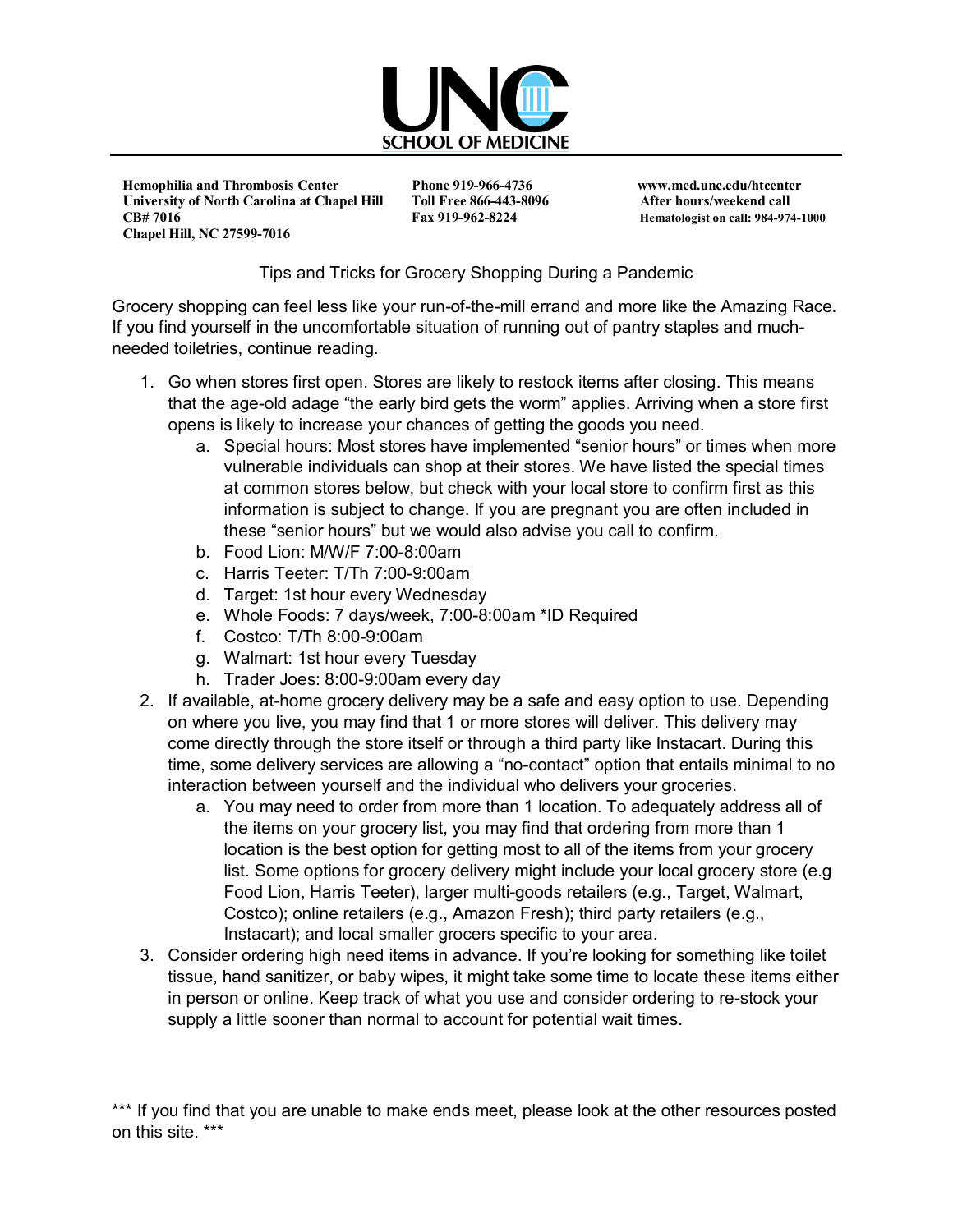UNC SCHOOL OF MEDICINE

**Hemophilia and Thrombosis Center**
**University of North Carolina at Chapel Hill**
**CB# 7016**
**Chapel Hill, NC 27599-7016**

**Phone 919-966-4736**
**Toll Free 866-443-8096**
**Fax 919-962-8224**

**www.med.unc.edu/htcenter**
**After hours/weekend call**
**Hematologist on call: 984-974-1000**

# Tips and Tricks for Grocery Shopping During a Pandemic

Grocery shopping can feel less like your run-of-the-mill errand and more like the Amazing Race. If you find yourself in the uncomfortable situation of running out of pantry staples and much-needed toiletries, continue reading.

1. Go when stores first open. Stores are likely to restock items after closing. This means that the age-old adage "the early bird gets the worm" applies. Arriving when a store first opens is likely to increase your chances of getting the goods you need.
   a. Special hours: Most stores have implemented "senior hours" or times when more vulnerable individuals can shop at their stores. We have listed the special times at common stores below, but check with your local store to confirm first as this information is subject to change. If you are pregnant you are often included in these "senior hours" but we would also advise you call to confirm.
   b. Food Lion: M/W/F 7:00-8:00am
   c. Harris Teeter: T/Th 7:00-9:00am
   d. Target: 1st hour every Wednesday
   e. Whole Foods: 7 days/week, 7:00-8:00am *ID Required
   f. Costco: T/Th 8:00-9:00am
   g. Walmart: 1st hour every Tuesday
   h. Trader Joes: 8:00-9:00am every day
2. If available, at-home grocery delivery may be a safe and easy option to use. Depending on where you live, you may find that 1 or more stores will deliver. This delivery may come directly through the store itself or through a third party like Instacart. During this time, some delivery services are allowing a "no-contact" option that entails minimal to no interaction between yourself and the individual who delivers your groceries.
   a. You may need to order from more than 1 location. To adequately address all of the items on your grocery list, you may find that ordering from more than 1 location is the best option for getting most to all of the items from your grocery list. Some options for grocery delivery might include your local grocery store (e.g Food Lion, Harris Teeter), larger multi-goods retailers (e.g., Target, Walmart, Costco); online retailers (e.g., Amazon Fresh); third party retailers (e.g., Instacart); and local smaller grocers specific to your area.
3. Consider ordering high need items in advance. If you're looking for something like toilet tissue, hand sanitizer, or baby wipes, it might take some time to locate these items either in person or online. Keep track of what you use and consider ordering to re-stock your supply a little sooner than normal to account for potential wait times.

*** If you find that you are unable to make ends meet, please look at the other resources posted on this site. ***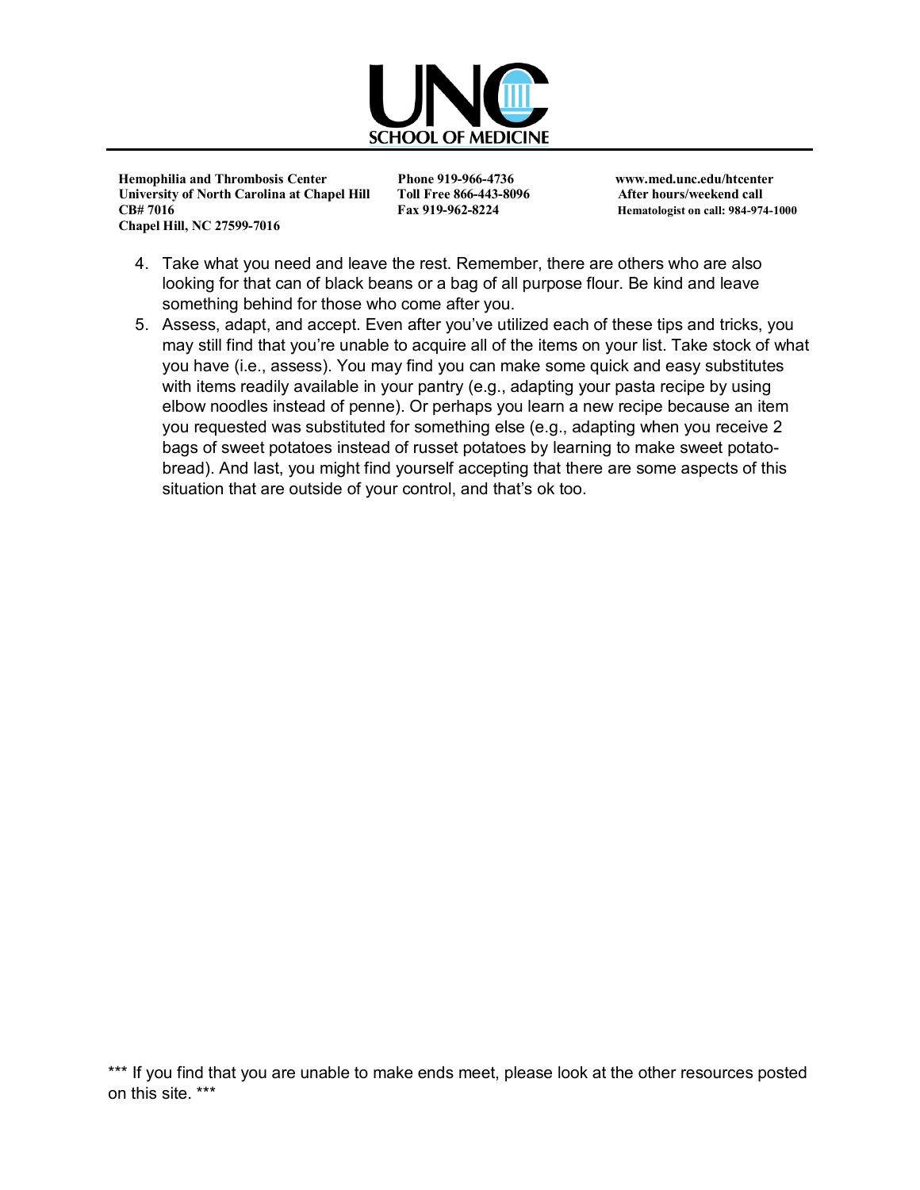4. Take what you need and leave the rest. Remember, there are others who are also looking for that can of black beans or a bag of all purpose flour. Be kind and leave something behind for those who come after you.
5. Assess, adapt, and accept. Even after you've utilized each of these tips and tricks, you may still find that you're unable to acquire all of the items on your list. Take stock of what you have (i.e., assess). You may find you can make some quick and easy substitutes with items readily available in your pantry (e.g., adapting your pasta recipe by using elbow noodles instead of penne). Or perhaps you learn a new recipe because an item you requested was substituted for something else (e.g., adapting when you receive 2 bags of sweet potatoes instead of russet potatoes by learning to make sweet potato-bread). And last, you might find yourself accepting that there are some aspects of this situation that are outside of your control, and that's ok too.

*** If you find that you are unable to make ends meet, please look at the other resources posted on this site. ***